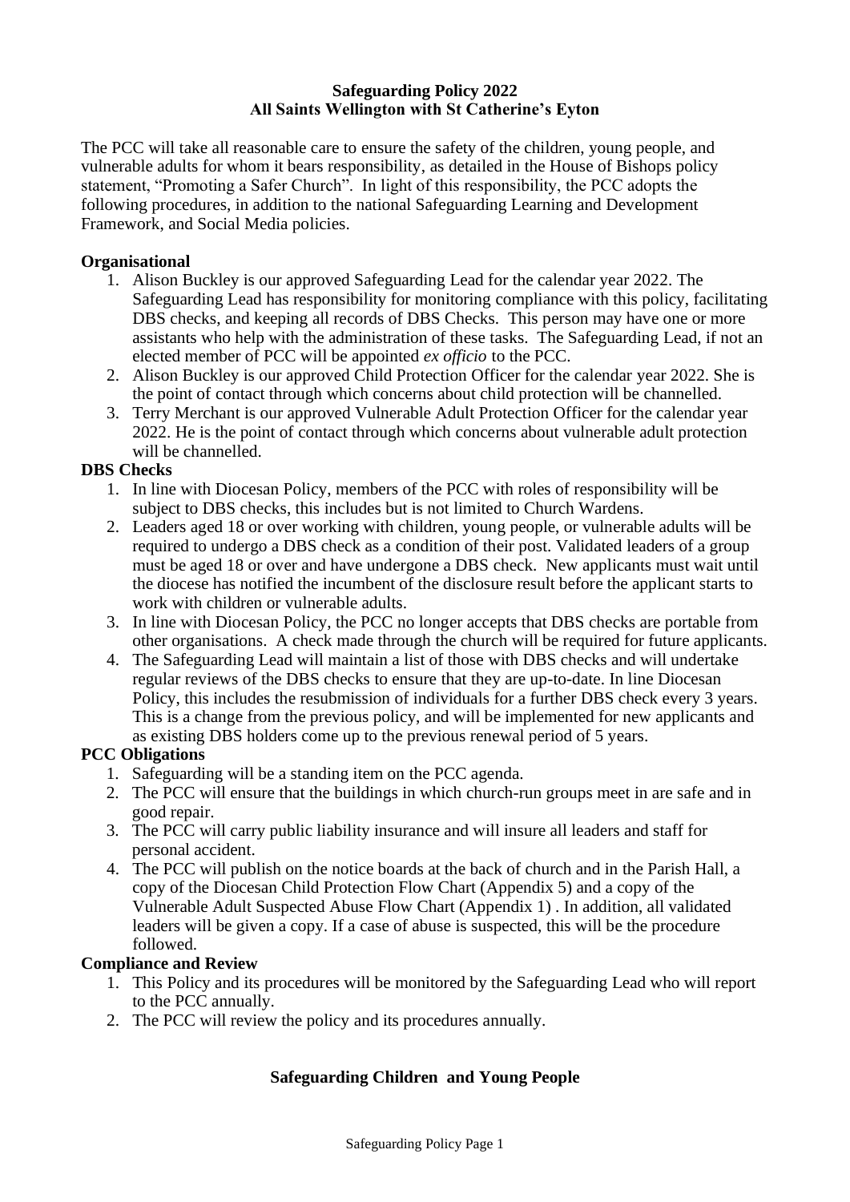**Safeguarding Policy 2022**
**All Saints Wellington with St Catherine's Eyton**

The PCC will take all reasonable care to ensure the safety of the children, young people, and vulnerable adults for whom it bears responsibility, as detailed in the House of Bishops policy statement, "Promoting a Safer Church". In light of this responsibility, the PCC adopts the following procedures, in addition to the national Safeguarding Learning and Development Framework, and Social Media policies.

**Organisational**

1. Alison Buckley is our approved Safeguarding Lead for the calendar year 2022. The Safeguarding Lead has responsibility for monitoring compliance with this policy, facilitating DBS checks, and keeping all records of DBS Checks. This person may have one or more assistants who help with the administration of these tasks. The Safeguarding Lead, if not an elected member of PCC will be appointed *ex officio* to the PCC.
2. Alison Buckley is our approved Child Protection Officer for the calendar year 2022. She is the point of contact through which concerns about child protection will be channelled.
3. Terry Merchant is our approved Vulnerable Adult Protection Officer for the calendar year 2022. He is the point of contact through which concerns about vulnerable adult protection will be channelled.

**DBS Checks**

1. In line with Diocesan Policy, members of the PCC with roles of responsibility will be subject to DBS checks, this includes but is not limited to Church Wardens.
2. Leaders aged 18 or over working with children, young people, or vulnerable adults will be required to undergo a DBS check as a condition of their post. Validated leaders of a group must be aged 18 or over and have undergone a DBS check. New applicants must wait until the diocese has notified the incumbent of the disclosure result before the applicant starts to work with children or vulnerable adults.
3. In line with Diocesan Policy, the PCC no longer accepts that DBS checks are portable from other organisations. A check made through the church will be required for future applicants.
4. The Safeguarding Lead will maintain a list of those with DBS checks and will undertake regular reviews of the DBS checks to ensure that they are up-to-date. In line Diocesan Policy, this includes the resubmission of individuals for a further DBS check every 3 years. This is a change from the previous policy, and will be implemented for new applicants and as existing DBS holders come up to the previous renewal period of 5 years.

**PCC Obligations**

1. Safeguarding will be a standing item on the PCC agenda.
2. The PCC will ensure that the buildings in which church-run groups meet in are safe and in good repair.
3. The PCC will carry public liability insurance and will insure all leaders and staff for personal accident.
4. The PCC will publish on the notice boards at the back of church and in the Parish Hall, a copy of the Diocesan Child Protection Flow Chart (Appendix 5) and a copy of the Vulnerable Adult Suspected Abuse Flow Chart (Appendix 1) . In addition, all validated leaders will be given a copy. If a case of abuse is suspected, this will be the procedure followed.

**Compliance and Review**

1. This Policy and its procedures will be monitored by the Safeguarding Lead who will report to the PCC annually.
2. The PCC will review the policy and its procedures annually.

## Safeguarding Children and Young People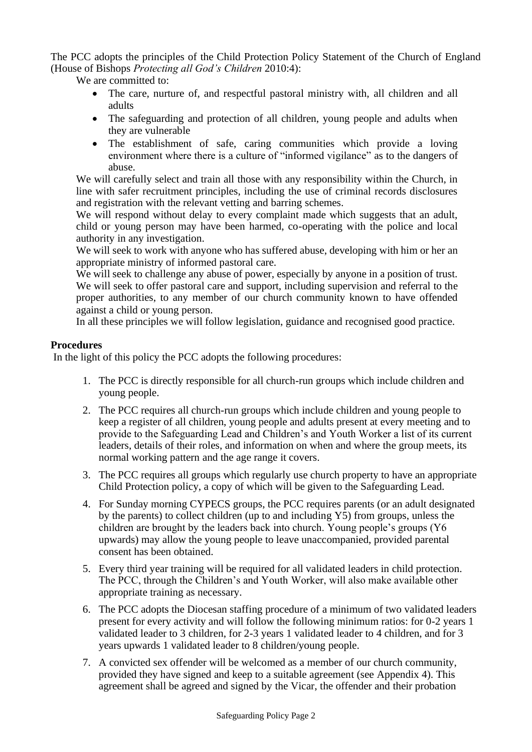The PCC adopts the principles of the Child Protection Policy Statement of the Church of England (House of Bishops *Protecting all God's Children* 2010:4):

We are committed to:

- The care, nurture of, and respectful pastoral ministry with, all children and all adults
- The safeguarding and protection of all children, young people and adults when they are vulnerable
- The establishment of safe, caring communities which provide a loving environment where there is a culture of "informed vigilance" as to the dangers of abuse.

We will carefully select and train all those with any responsibility within the Church, in line with safer recruitment principles, including the use of criminal records disclosures and registration with the relevant vetting and barring schemes.

We will respond without delay to every complaint made which suggests that an adult, child or young person may have been harmed, co-operating with the police and local authority in any investigation.

We will seek to work with anyone who has suffered abuse, developing with him or her an appropriate ministry of informed pastoral care.

We will seek to challenge any abuse of power, especially by anyone in a position of trust.

We will seek to offer pastoral care and support, including supervision and referral to the proper authorities, to any member of our church community known to have offended against a child or young person.

In all these principles we will follow legislation, guidance and recognised good practice.

**Procedures**

In the light of this policy the PCC adopts the following procedures:

1. The PCC is directly responsible for all church-run groups which include children and young people.
2. The PCC requires all church-run groups which include children and young people to keep a register of all children, young people and adults present at every meeting and to provide to the Safeguarding Lead and Children's and Youth Worker a list of its current leaders, details of their roles, and information on when and where the group meets, its normal working pattern and the age range it covers.
3. The PCC requires all groups which regularly use church property to have an appropriate Child Protection policy, a copy of which will be given to the Safeguarding Lead.
4. For Sunday morning CYPECS groups, the PCC requires parents (or an adult designated by the parents) to collect children (up to and including Y5) from groups, unless the children are brought by the leaders back into church. Young people's groups (Y6 upwards) may allow the young people to leave unaccompanied, provided parental consent has been obtained.
5. Every third year training will be required for all validated leaders in child protection. The PCC, through the Children's and Youth Worker, will also make available other appropriate training as necessary.
6. The PCC adopts the Diocesan staffing procedure of a minimum of two validated leaders present for every activity and will follow the following minimum ratios: for 0-2 years 1 validated leader to 3 children, for 2-3 years 1 validated leader to 4 children, and for 3 years upwards 1 validated leader to 8 children/young people.
7. A convicted sex offender will be welcomed as a member of our church community, provided they have signed and keep to a suitable agreement (see Appendix 4). This agreement shall be agreed and signed by the Vicar, the offender and their probation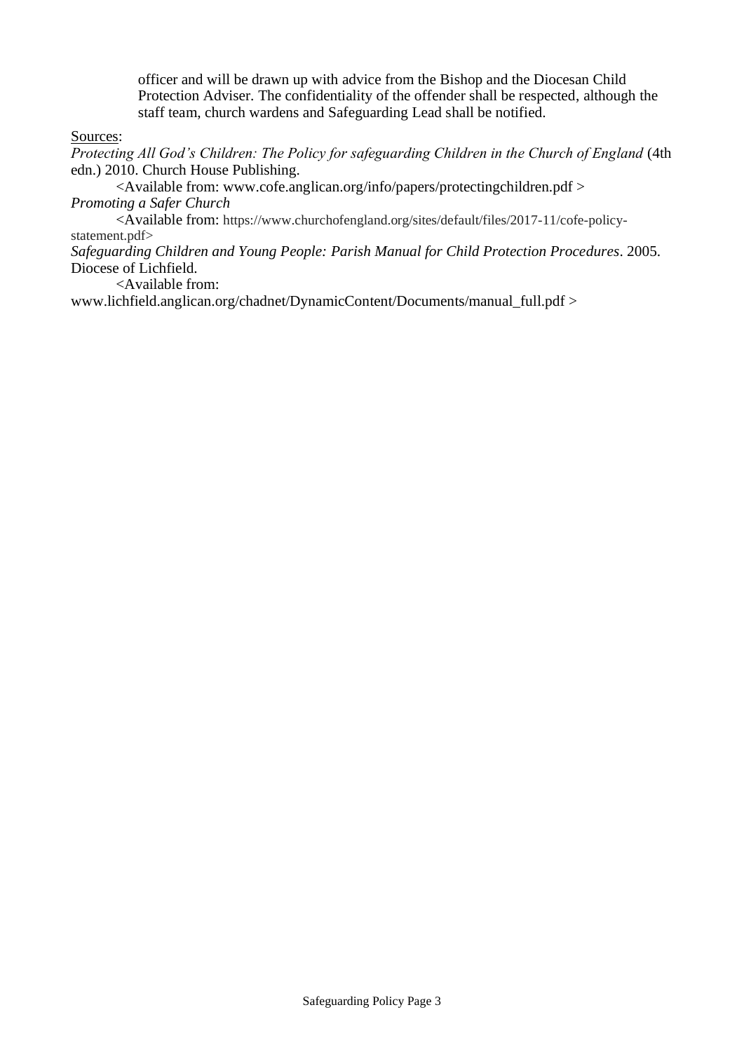officer and will be drawn up with advice from the Bishop and the Diocesan Child Protection Adviser. The confidentiality of the offender shall be respected, although the staff team, church wardens and Safeguarding Lead shall be notified.

Sources:

*Protecting All God's Children: The Policy for safeguarding Children in the Church of England* (4th edn.) 2010. Church House Publishing.

<Available from: www.cofe.anglican.org/info/papers/protectingchildren.pdf >

*Promoting a Safer Church*

<Available from: https://www.churchofengland.org/sites/default/files/2017-11/cofe-policy-statement.pdf>

*Safeguarding Children and Young People: Parish Manual for Child Protection Procedures*. 2005. Diocese of Lichfield.

<Available from: www.lichfield.anglican.org/chadnet/DynamicContent/Documents/manual_full.pdf >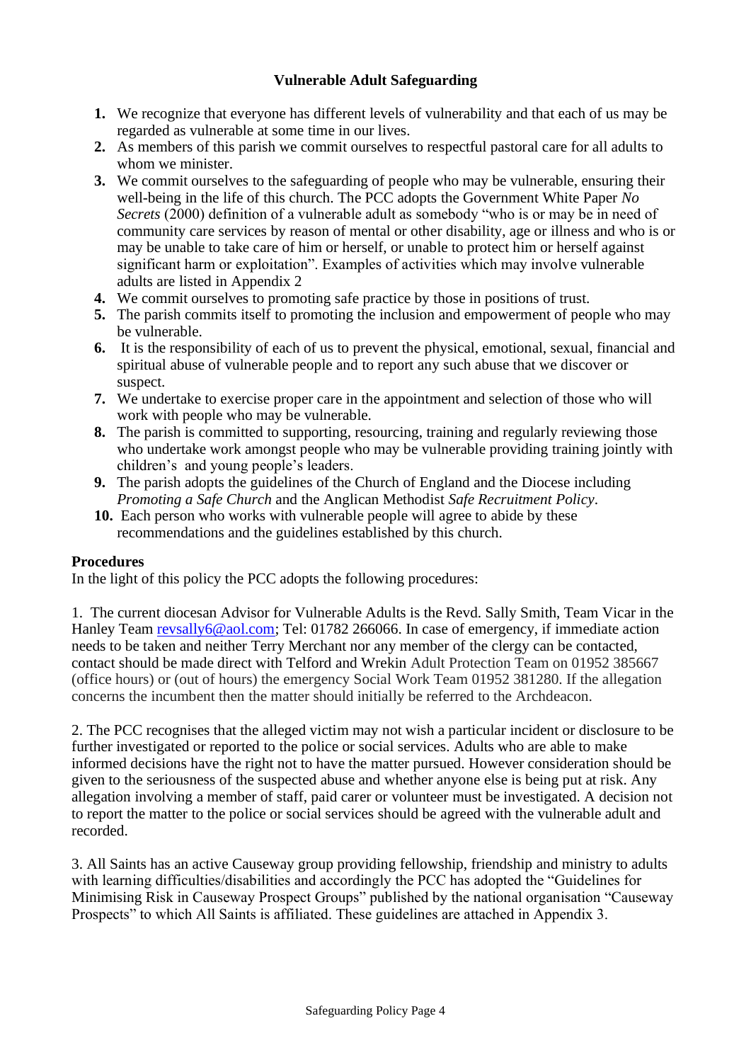## Vulnerable Adult Safeguarding

1. We recognize that everyone has different levels of vulnerability and that each of us may be regarded as vulnerable at some time in our lives.
2. As members of this parish we commit ourselves to respectful pastoral care for all adults to whom we minister.
3. We commit ourselves to the safeguarding of people who may be vulnerable, ensuring their well-being in the life of this church. The PCC adopts the Government White Paper *No Secrets* (2000) definition of a vulnerable adult as somebody "who is or may be in need of community care services by reason of mental or other disability, age or illness and who is or may be unable to take care of him or herself, or unable to protect him or herself against significant harm or exploitation". Examples of activities which may involve vulnerable adults are listed in Appendix 2
4. We commit ourselves to promoting safe practice by those in positions of trust.
5. The parish commits itself to promoting the inclusion and empowerment of people who may be vulnerable.
6. It is the responsibility of each of us to prevent the physical, emotional, sexual, financial and spiritual abuse of vulnerable people and to report any such abuse that we discover or suspect.
7. We undertake to exercise proper care in the appointment and selection of those who will work with people who may be vulnerable.
8. The parish is committed to supporting, resourcing, training and regularly reviewing those who undertake work amongst people who may be vulnerable providing training jointly with children's and young people's leaders.
9. The parish adopts the guidelines of the Church of England and the Diocese including *Promoting a Safe Church* and the Anglican Methodist *Safe Recruitment Policy*.
10. Each person who works with vulnerable people will agree to abide by these recommendations and the guidelines established by this church.

**Procedures**

In the light of this policy the PCC adopts the following procedures:

1. The current diocesan Advisor for Vulnerable Adults is the Revd. Sally Smith, Team Vicar in the Hanley Team revsally6@aol.com; Tel: 01782 266066. In case of emergency, if immediate action needs to be taken and neither Terry Merchant nor any member of the clergy can be contacted, contact should be made direct with Telford and Wrekin Adult Protection Team on 01952 385667 (office hours) or (out of hours) the emergency Social Work Team 01952 381280. If the allegation concerns the incumbent then the matter should initially be referred to the Archdeacon.

2. The PCC recognises that the alleged victim may not wish a particular incident or disclosure to be further investigated or reported to the police or social services. Adults who are able to make informed decisions have the right not to have the matter pursued. However consideration should be given to the seriousness of the suspected abuse and whether anyone else is being put at risk. Any allegation involving a member of staff, paid carer or volunteer must be investigated. A decision not to report the matter to the police or social services should be agreed with the vulnerable adult and recorded.

3. All Saints has an active Causeway group providing fellowship, friendship and ministry to adults with learning difficulties/disabilities and accordingly the PCC has adopted the "Guidelines for Minimising Risk in Causeway Prospect Groups" published by the national organisation "Causeway Prospects" to which All Saints is affiliated. These guidelines are attached in Appendix 3.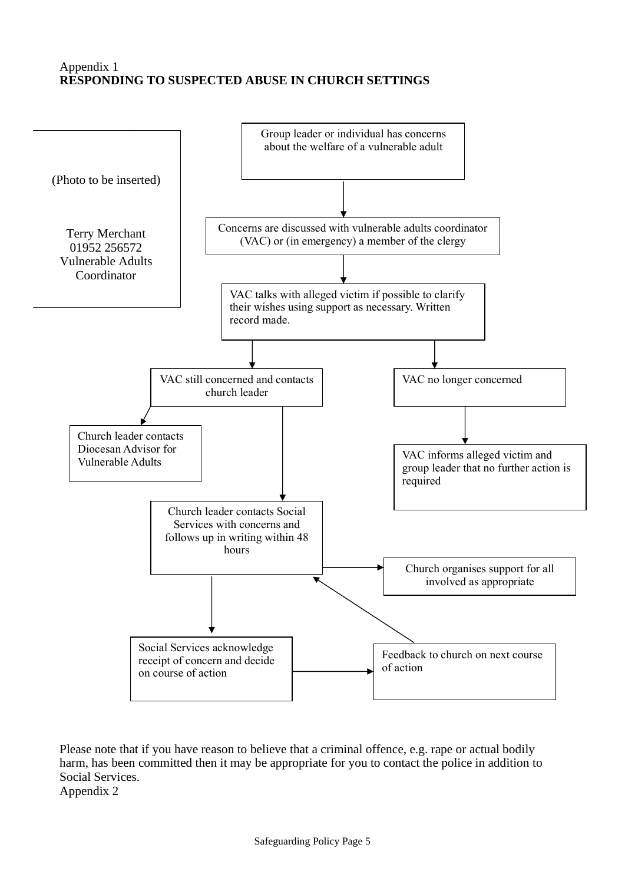Appendix 1

**RESPONDING TO SUSPECTED ABUSE IN CHURCH SETTINGS**

(Photo to be inserted)

Terry Merchant
01952 256572
Vulnerable Adults Coordinator

Group leader or individual has concerns about the welfare of a vulnerable adult

↓

Concerns are discussed with vulnerable adults coordinator (VAC) or (in emergency) a member of the clergy

↓

VAC talks with alleged victim if possible to clarify their wishes using support as necessary. Written record made.

↓

- VAC still concerned and contacts church leader
  - Church leader contacts Diocesan Advisor for Vulnerable Adults
  - Church leader contacts Social Services with concerns and follows up in writing within 48 hours
    - → Church organises support for all involved as appropriate
    - ↓ Social Services acknowledge receipt of concern and decide on course of action
      - → Feedback to church on next course of action (→ back to Church leader contacts Social Services)
- VAC no longer concerned
  - ↓ VAC informs alleged victim and group leader that no further action is required

Please note that if you have reason to believe that a criminal offence, e.g. rape or actual bodily harm, has been committed then it may be appropriate for you to contact the police in addition to Social Services.

Appendix 2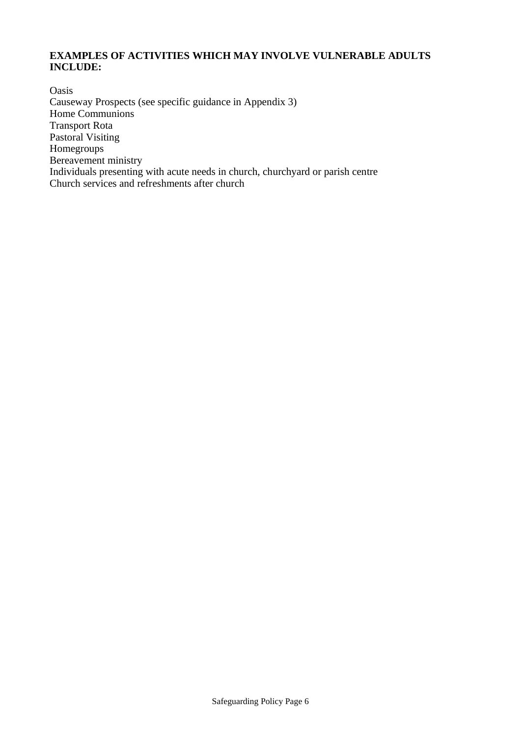**EXAMPLES OF ACTIVITIES WHICH MAY INVOLVE VULNERABLE ADULTS INCLUDE:**

Oasis
Causeway Prospects (see specific guidance in Appendix 3)
Home Communions
Transport Rota
Pastoral Visiting
Homegroups
Bereavement ministry
Individuals presenting with acute needs in church, churchyard or parish centre
Church services and refreshments after church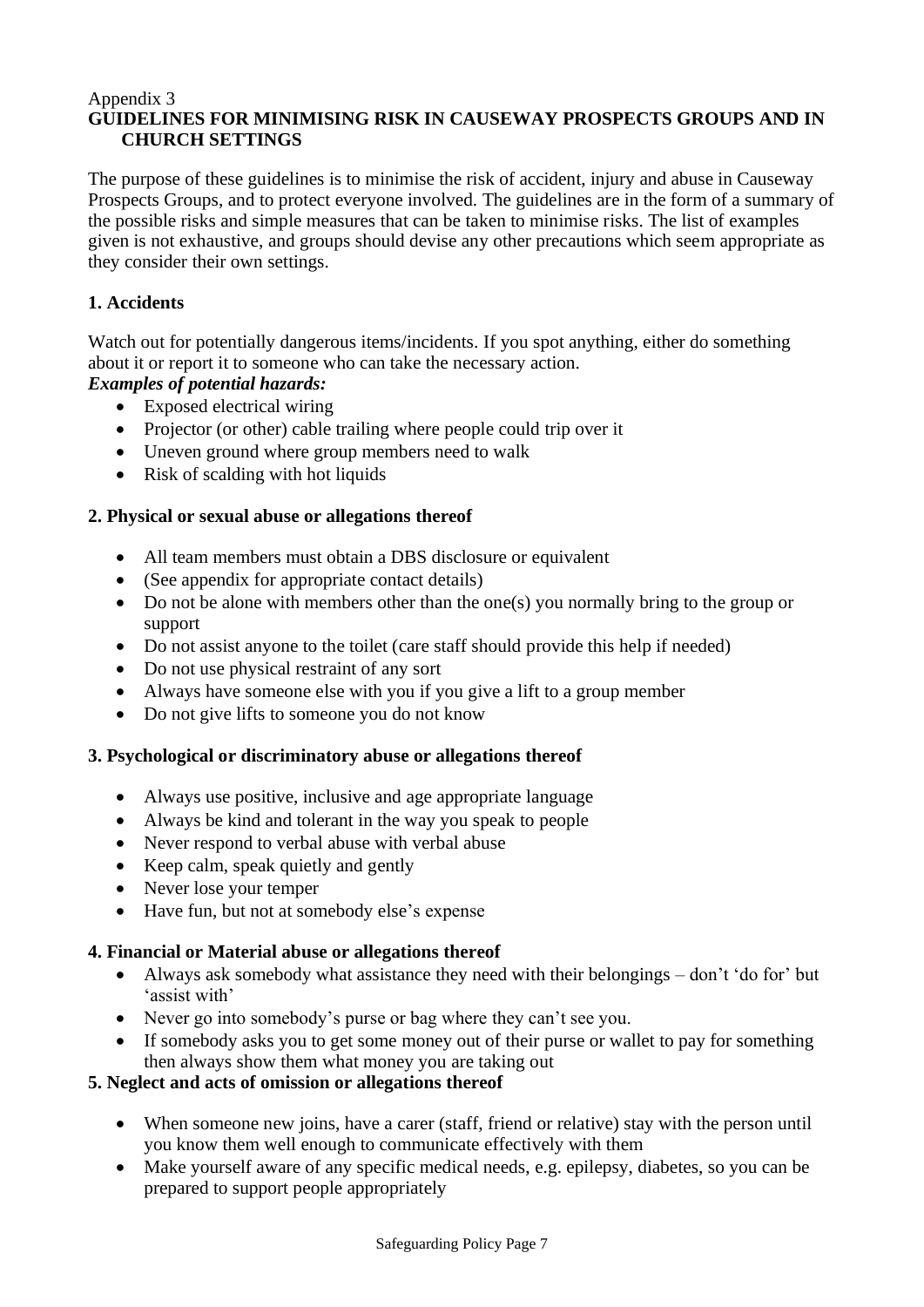Appendix 3

# GUIDELINES FOR MINIMISING RISK IN CAUSEWAY PROSPECTS GROUPS AND IN CHURCH SETTINGS

The purpose of these guidelines is to minimise the risk of accident, injury and abuse in Causeway Prospects Groups, and to protect everyone involved. The guidelines are in the form of a summary of the possible risks and simple measures that can be taken to minimise risks. The list of examples given is not exhaustive, and groups should devise any other precautions which seem appropriate as they consider their own settings.

## 1. Accidents

Watch out for potentially dangerous items/incidents. If you spot anything, either do something about it or report it to someone who can take the necessary action.

***Examples of potential hazards:***

- Exposed electrical wiring
- Projector (or other) cable trailing where people could trip over it
- Uneven ground where group members need to walk
- Risk of scalding with hot liquids

## 2. Physical or sexual abuse or allegations thereof

- All team members must obtain a DBS disclosure or equivalent
- (See appendix for appropriate contact details)
- Do not be alone with members other than the one(s) you normally bring to the group or support
- Do not assist anyone to the toilet (care staff should provide this help if needed)
- Do not use physical restraint of any sort
- Always have someone else with you if you give a lift to a group member
- Do not give lifts to someone you do not know

## 3. Psychological or discriminatory abuse or allegations thereof

- Always use positive, inclusive and age appropriate language
- Always be kind and tolerant in the way you speak to people
- Never respond to verbal abuse with verbal abuse
- Keep calm, speak quietly and gently
- Never lose your temper
- Have fun, but not at somebody else's expense

## 4. Financial or Material abuse or allegations thereof

- Always ask somebody what assistance they need with their belongings – don't 'do for' but 'assist with'
- Never go into somebody's purse or bag where they can't see you.
- If somebody asks you to get some money out of their purse or wallet to pay for something then always show them what money you are taking out

## 5. Neglect and acts of omission or allegations thereof

- When someone new joins, have a carer (staff, friend or relative) stay with the person until you know them well enough to communicate effectively with them
- Make yourself aware of any specific medical needs, e.g. epilepsy, diabetes, so you can be prepared to support people appropriately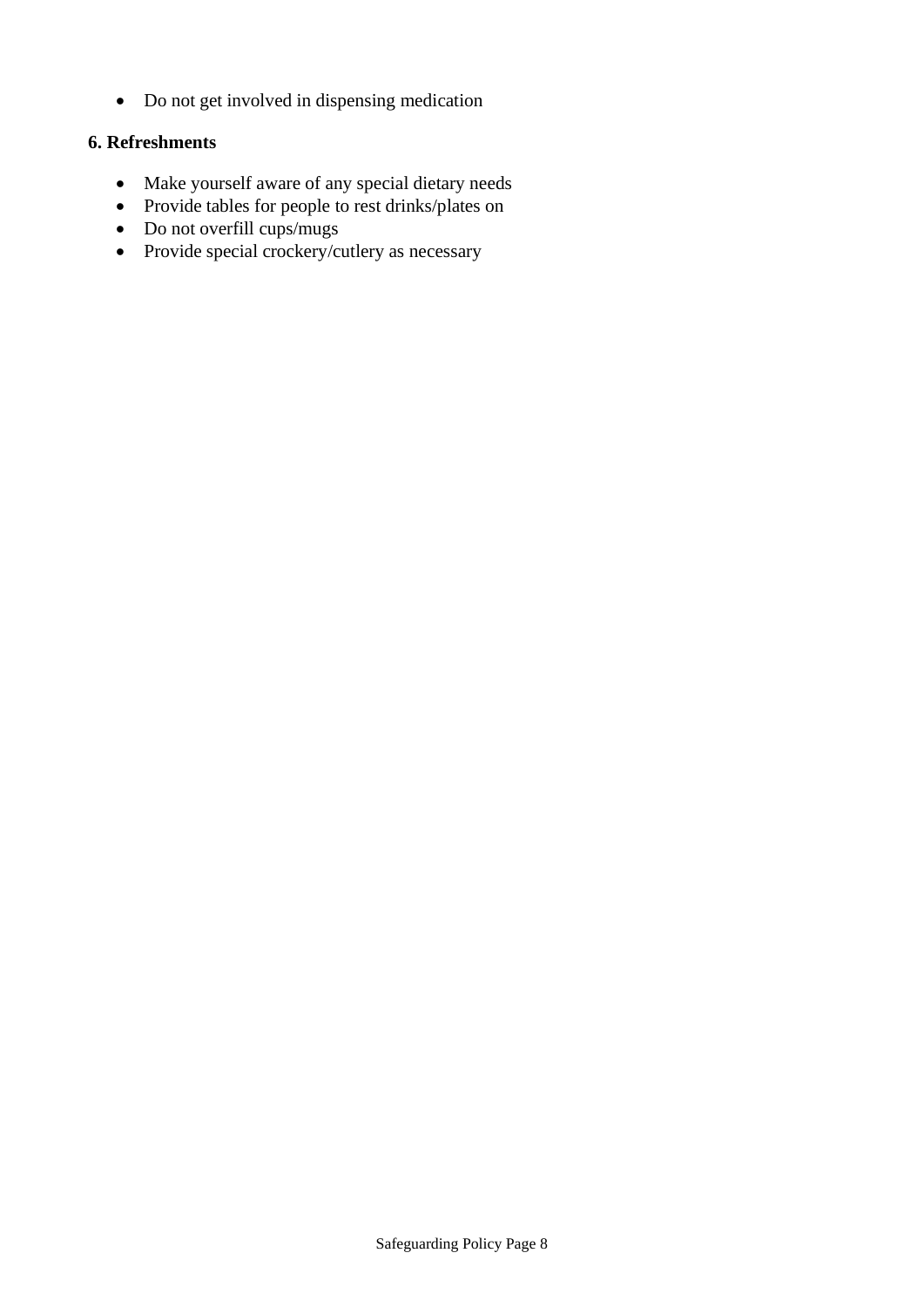- Do not get involved in dispensing medication

**6. Refreshments**

- Make yourself aware of any special dietary needs
- Provide tables for people to rest drinks/plates on
- Do not overfill cups/mugs
- Provide special crockery/cutlery as necessary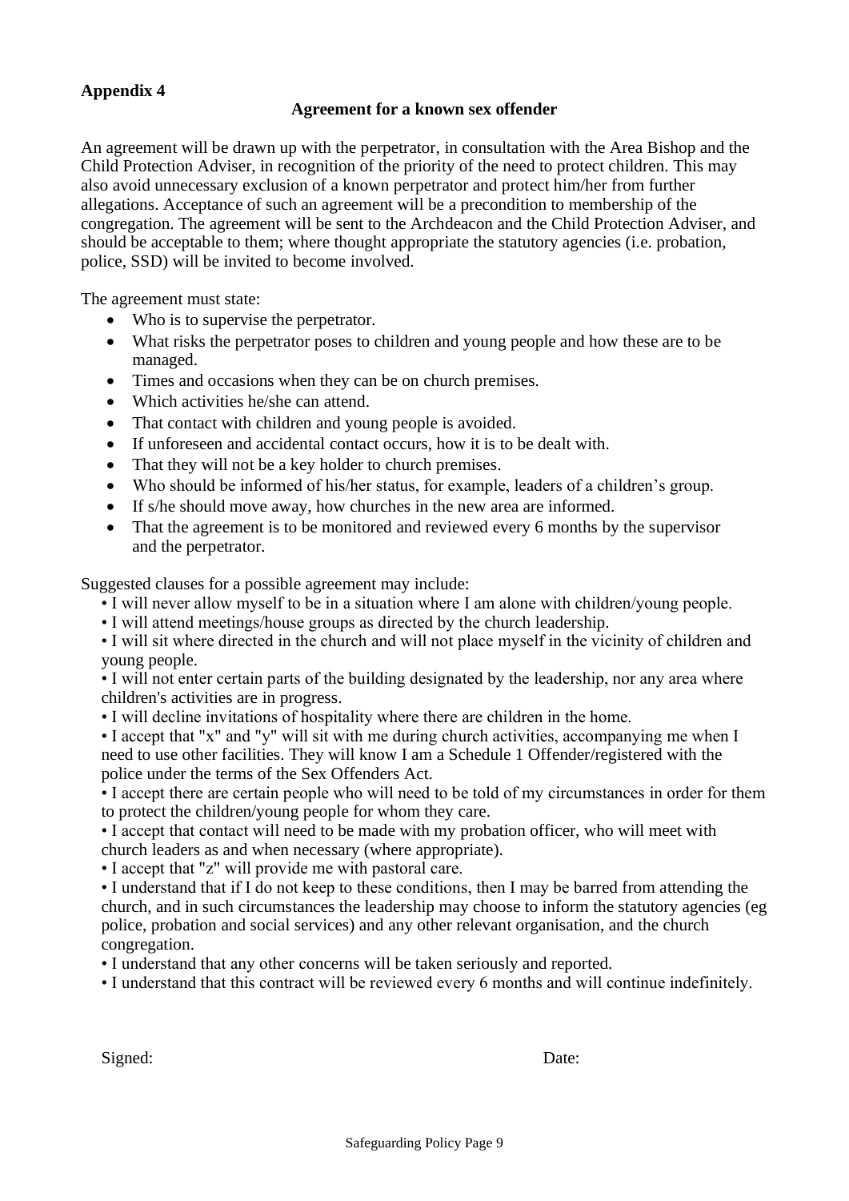**Appendix 4**

**Agreement for a known sex offender**

An agreement will be drawn up with the perpetrator, in consultation with the Area Bishop and the Child Protection Adviser, in recognition of the priority of the need to protect children. This may also avoid unnecessary exclusion of a known perpetrator and protect him/her from further allegations. Acceptance of such an agreement will be a precondition to membership of the congregation. The agreement will be sent to the Archdeacon and the Child Protection Adviser, and should be acceptable to them; where thought appropriate the statutory agencies (i.e. probation, police, SSD) will be invited to become involved.

The agreement must state:

- Who is to supervise the perpetrator.
- What risks the perpetrator poses to children and young people and how these are to be managed.
- Times and occasions when they can be on church premises.
- Which activities he/she can attend.
- That contact with children and young people is avoided.
- If unforeseen and accidental contact occurs, how it is to be dealt with.
- That they will not be a key holder to church premises.
- Who should be informed of his/her status, for example, leaders of a children's group.
- If s/he should move away, how churches in the new area are informed.
- That the agreement is to be monitored and reviewed every 6 months by the supervisor and the perpetrator.

Suggested clauses for a possible agreement may include:

- I will never allow myself to be in a situation where I am alone with children/young people.
- I will attend meetings/house groups as directed by the church leadership.
- I will sit where directed in the church and will not place myself in the vicinity of children and young people.
- I will not enter certain parts of the building designated by the leadership, nor any area where children's activities are in progress.
- I will decline invitations of hospitality where there are children in the home.
- I accept that "x" and "y" will sit with me during church activities, accompanying me when I need to use other facilities. They will know I am a Schedule 1 Offender/registered with the police under the terms of the Sex Offenders Act.
- I accept there are certain people who will need to be told of my circumstances in order for them to protect the children/young people for whom they care.
- I accept that contact will need to be made with my probation officer, who will meet with church leaders as and when necessary (where appropriate).
- I accept that "z" will provide me with pastoral care.
- I understand that if I do not keep to these conditions, then I may be barred from attending the church, and in such circumstances the leadership may choose to inform the statutory agencies (eg police, probation and social services) and any other relevant organisation, and the church congregation.
- I understand that any other concerns will be taken seriously and reported.
- I understand that this contract will be reviewed every 6 months and will continue indefinitely.

Signed: Date: